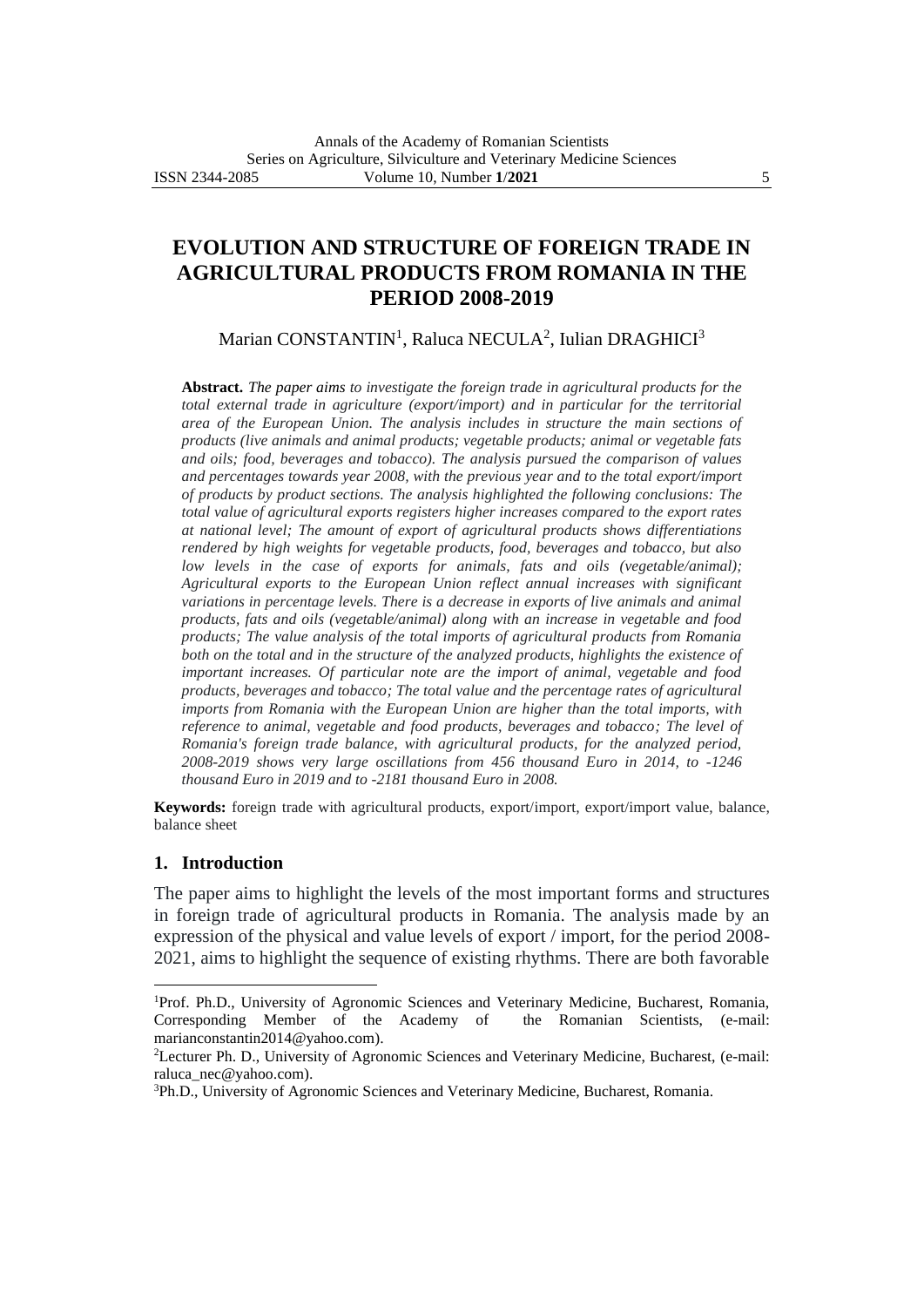# EVOLUTION AND STRUCTURE OF FOREIGN TRADE IN AGRICULTURAL PRODUCTS FROM ROMANIA IN THE PERIOD 2008-2019

Marian CONSTANTIN[1], Raluca NECULA[2], Iulian DRAGHICI[3]

**Abstract.** *The paper aims to investigate the foreign trade in agricultural products for the total external trade in agriculture (export/import) and in particular for the territorial area of the European Union. The analysis includes in structure the main sections of products (live animals and animal products; vegetable products; animal or vegetable fats and oils; food, beverages and tobacco). The analysis pursued the comparison of values and percentages towards year 2008, with the previous year and to the total export/import of products by product sections. The analysis highlighted the following conclusions: The total value of agricultural exports registers higher increases compared to the export rates at national level; The amount of export of agricultural products shows differentiations rendered by high weights for vegetable products, food, beverages and tobacco, but also low levels in the case of exports for animals, fats and oils (vegetable/animal); Agricultural exports to the European Union reflect annual increases with significant variations in percentage levels. There is a decrease in exports of live animals and animal products, fats and oils (vegetable/animal) along with an increase in vegetable and food products; The value analysis of the total imports of agricultural products from Romania both on the total and in the structure of the analyzed products, highlights the existence of important increases. Of particular note are the import of animal, vegetable and food products, beverages and tobacco; The total value and the percentage rates of agricultural imports from Romania with the European Union are higher than the total imports, with reference to animal, vegetable and food products, beverages and tobacco; The level of Romania's foreign trade balance, with agricultural products, for the analyzed period, 2008-2019 shows very large oscillations from 456 thousand Euro in 2014, to -1246 thousand Euro in 2019 and to -2181 thousand Euro in 2008.*

**Keywords:** foreign trade with agricultural products, export/import, export/import value, balance, balance sheet

## 1. Introduction

The paper aims to highlight the levels of the most important forms and structures in foreign trade of agricultural products in Romania. The analysis made by an expression of the physical and value levels of export / import, for the period 2008-2021, aims to highlight the sequence of existing rhythms. There are both favorable

---

[1]Prof. Ph.D., University of Agronomic Sciences and Veterinary Medicine, Bucharest, Romania, Corresponding Member of the Academy of the Romanian Scientists, (e-mail: marianconstantin2014@yahoo.com).

[2]Lecturer Ph. D., University of Agronomic Sciences and Veterinary Medicine, Bucharest, (e-mail: raluca_nec@yahoo.com).

[3]Ph.D., University of Agronomic Sciences and Veterinary Medicine, Bucharest, Romania.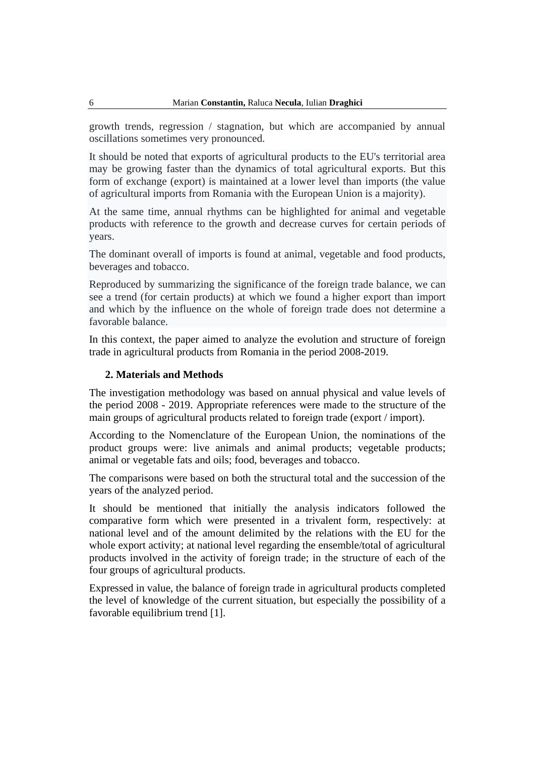growth trends, regression / stagnation, but which are accompanied by annual oscillations sometimes very pronounced.

It should be noted that exports of agricultural products to the EU's territorial area may be growing faster than the dynamics of total agricultural exports. But this form of exchange (export) is maintained at a lower level than imports (the value of agricultural imports from Romania with the European Union is a majority).

At the same time, annual rhythms can be highlighted for animal and vegetable products with reference to the growth and decrease curves for certain periods of years.

The dominant overall of imports is found at animal, vegetable and food products, beverages and tobacco.

Reproduced by summarizing the significance of the foreign trade balance, we can see a trend (for certain products) at which we found a higher export than import and which by the influence on the whole of foreign trade does not determine a favorable balance.

In this context, the paper aimed to analyze the evolution and structure of foreign trade in agricultural products from Romania in the period 2008-2019.

## 2. Materials and Methods

The investigation methodology was based on annual physical and value levels of the period 2008 - 2019. Appropriate references were made to the structure of the main groups of agricultural products related to foreign trade (export / import).

According to the Nomenclature of the European Union, the nominations of the product groups were: live animals and animal products; vegetable products; animal or vegetable fats and oils; food, beverages and tobacco.

The comparisons were based on both the structural total and the succession of the years of the analyzed period.

It should be mentioned that initially the analysis indicators followed the comparative form which were presented in a trivalent form, respectively: at national level and of the amount delimited by the relations with the EU for the whole export activity; at national level regarding the ensemble/total of agricultural products involved in the activity of foreign trade; in the structure of each of the four groups of agricultural products.

Expressed in value, the balance of foreign trade in agricultural products completed the level of knowledge of the current situation, but especially the possibility of a favorable equilibrium trend [1].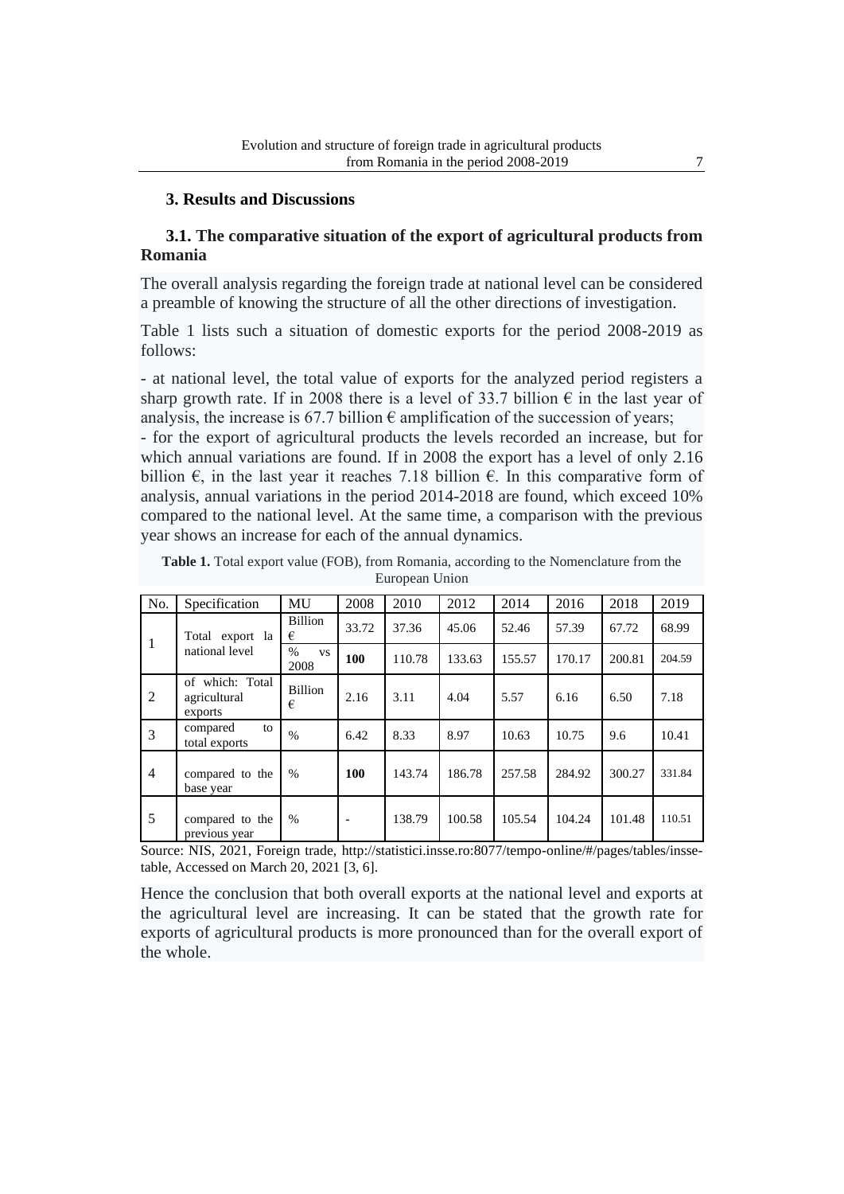## 3. Results and Discussions

### 3.1. The comparative situation of the export of agricultural products from Romania

The overall analysis regarding the foreign trade at national level can be considered a preamble of knowing the structure of all the other directions of investigation.

Table 1 lists such a situation of domestic exports for the period 2008-2019 as follows:

- at national level, the total value of exports for the analyzed period registers a sharp growth rate. If in 2008 there is a level of 33.7 billion € in the last year of analysis, the increase is 67.7 billion € amplification of the succession of years;
- for the export of agricultural products the levels recorded an increase, but for which annual variations are found. If in 2008 the export has a level of only 2.16 billion €, in the last year it reaches 7.18 billion €. In this comparative form of analysis, annual variations in the period 2014-2018 are found, which exceed 10% compared to the national level. At the same time, a comparison with the previous year shows an increase for each of the annual dynamics.

**Table 1.** Total export value (FOB), from Romania, according to the Nomenclature from the European Union

| No. | Specification | MU | 2008 | 2010 | 2012 | 2014 | 2016 | 2018 | 2019 |
|---|---|---|---|---|---|---|---|---|---|
| 1 | Total export la national level | Billion € | 33.72 | 37.36 | 45.06 | 52.46 | 57.39 | 67.72 | 68.99 |
| | | % vs 2008 | **100** | 110.78 | 133.63 | 155.57 | 170.17 | 200.81 | 204.59 |
| 2 | of which: Total agricultural exports | Billion € | 2.16 | 3.11 | 4.04 | 5.57 | 6.16 | 6.50 | 7.18 |
| 3 | compared to total exports | % | 6.42 | 8.33 | 8.97 | 10.63 | 10.75 | 9.6 | 10.41 |
| 4 | compared to the base year | % | **100** | 143.74 | 186.78 | 257.58 | 284.92 | 300.27 | 331.84 |
| 5 | compared to the previous year | % | - | 138.79 | 100.58 | 105.54 | 104.24 | 101.48 | 110.51 |

Source: NIS, 2021, Foreign trade, http://statistici.insse.ro:8077/tempo-online/#/pages/tables/insse-table, Accessed on March 20, 2021 [3, 6].

Hence the conclusion that both overall exports at the national level and exports at the agricultural level are increasing. It can be stated that the growth rate for exports of agricultural products is more pronounced than for the overall export of the whole.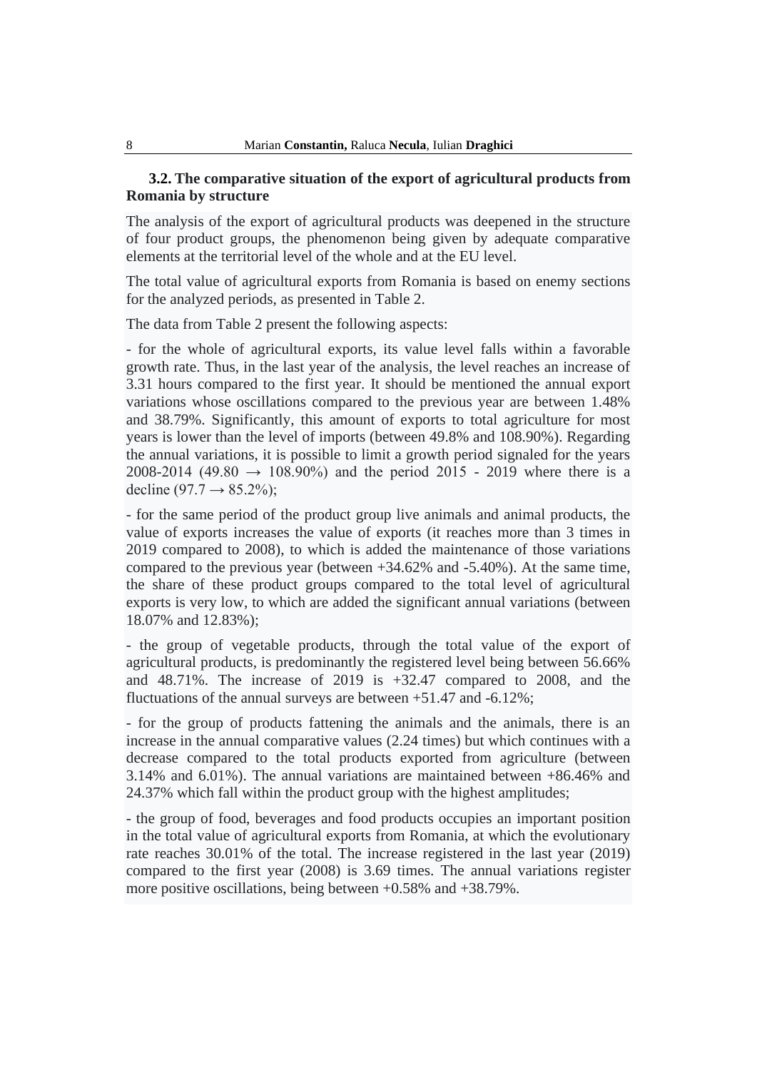### 3.2. The comparative situation of the export of agricultural products from Romania by structure

The analysis of the export of agricultural products was deepened in the structure of four product groups, the phenomenon being given by adequate comparative elements at the territorial level of the whole and at the EU level.

The total value of agricultural exports from Romania is based on enemy sections for the analyzed periods, as presented in Table 2.

The data from Table 2 present the following aspects:

- for the whole of agricultural exports, its value level falls within a favorable growth rate. Thus, in the last year of the analysis, the level reaches an increase of 3.31 hours compared to the first year. It should be mentioned the annual export variations whose oscillations compared to the previous year are between 1.48% and 38.79%. Significantly, this amount of exports to total agriculture for most years is lower than the level of imports (between 49.8% and 108.90%). Regarding the annual variations, it is possible to limit a growth period signaled for the years 2008-2014 (49.80 → 108.90%) and the period 2015 - 2019 where there is a decline (97.7 → 85.2%);

- for the same period of the product group live animals and animal products, the value of exports increases the value of exports (it reaches more than 3 times in 2019 compared to 2008), to which is added the maintenance of those variations compared to the previous year (between +34.62% and -5.40%). At the same time, the share of these product groups compared to the total level of agricultural exports is very low, to which are added the significant annual variations (between 18.07% and 12.83%);

- the group of vegetable products, through the total value of the export of agricultural products, is predominantly the registered level being between 56.66% and 48.71%. The increase of 2019 is +32.47 compared to 2008, and the fluctuations of the annual surveys are between +51.47 and -6.12%;

- for the group of products fattening the animals and the animals, there is an increase in the annual comparative values (2.24 times) but which continues with a decrease compared to the total products exported from agriculture (between 3.14% and 6.01%). The annual variations are maintained between +86.46% and 24.37% which fall within the product group with the highest amplitudes;

- the group of food, beverages and food products occupies an important position in the total value of agricultural exports from Romania, at which the evolutionary rate reaches 30.01% of the total. The increase registered in the last year (2019) compared to the first year (2008) is 3.69 times. The annual variations register more positive oscillations, being between +0.58% and +38.79%.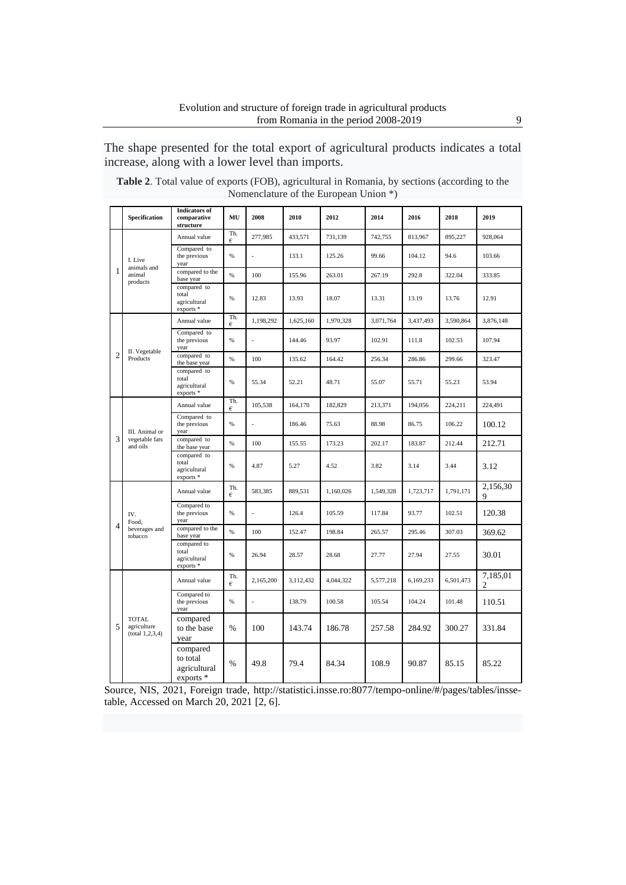The shape presented for the total export of agricultural products indicates a total increase, along with a lower level than imports.

**Table 2**. Total value of exports (FOB), agricultural in Romania, by sections (according to the Nomenclature of the European Union *)

| | Specification | Indicators of comparative structure | MU | 2008 | 2010 | 2012 | 2014 | 2016 | 2018 | 2019 |
|---|---|---|---|---|---|---|---|---|---|---|
| 1 | I. Live animals and animal products | Annual value | Th. € | 277,985 | 433,571 | 731,139 | 742,755 | 813,967 | 895,227 | 928,064 |
| | | Compared to the previous year | % | - | 133.1 | 125.26 | 99.66 | 104.12 | 94.6 | 103.66 |
| | | compared to the base year | % | 100 | 155.96 | 263.01 | 267.19 | 292.8 | 322.04 | 333.85 |
| | | compared to total agricultural exports * | % | 12.83 | 13.93 | 18.07 | 13.31 | 13.19 | 13.76 | 12.91 |
| 2 | II. Vegetable Products | Annual value | Th. € | 1,198,292 | 1,625,160 | 1,970,328 | 3,071,764 | 3,437,493 | 3,590,864 | 3,876,148 |
| | | Compared to the previous year | % | - | 144.46 | 93.97 | 102.91 | 111.8 | 102.53 | 107.94 |
| | | compared to the base year | % | 100 | 135.62 | 164.42 | 256.34 | 286.86 | 299.66 | 323.47 |
| | | compared to total agricultural exports * | % | 55.34 | 52.21 | 48.71 | 55.07 | 55.71 | 55.23 | 53.94 |
| 3 | III. Animal or vegetable fats and oils | Annual value | Th. € | 105,538 | 164,170 | 182,829 | 213,371 | 194,056 | 224,211 | 224,491 |
| | | Compared to the previous year | % | - | 186.46 | 75.63 | 88.98 | 86.75 | 106.22 | 100.12 |
| | | compared to the base year | % | 100 | 155.55 | 173.23 | 202.17 | 183.87 | 212.44 | 212.71 |
| | | compared to total agricultural exports * | % | 4.87 | 5.27 | 4.52 | 3.82 | 3.14 | 3.44 | 3.12 |
| 4 | IV. Food, beverages and tobacco | Annual value | Th. € | 583,385 | 889,531 | 1,160,026 | 1,549,328 | 1,723,717 | 1,791,171 | 2,156,309 |
| | | Compared to the previous year | % | - | 126.4 | 105.59 | 117.84 | 93.77 | 102.51 | 120.38 |
| | | compared to the base year | % | 100 | 152.47 | 198.84 | 265.57 | 295.46 | 307.03 | 369.62 |
| | | compared to total agricultural exports * | % | 26.94 | 28.57 | 28.68 | 27.77 | 27.94 | 27.55 | 30.01 |
| 5 | TOTAL agriculture (total 1,2,3,4) | Annual value | Th. € | 2,165,200 | 3,112,432 | 4,044,322 | 5,577,218 | 6,169,233 | 6,501,473 | 7,185,012 |
| | | Compared to the previous year | % | - | 138.79 | 100.58 | 105.54 | 104.24 | 101.48 | 110.51 |
| | | compared to the base year | % | 100 | 143.74 | 186.78 | 257.58 | 284.92 | 300.27 | 331.84 |
| | | compared to total agricultural exports * | % | 49.8 | 79.4 | 84.34 | 108.9 | 90.87 | 85.15 | 85.22 |

Source, NIS, 2021, Foreign trade, http://statistici.insse.ro:8077/tempo-online/#/pages/tables/insse-table, Accessed on March 20, 2021 [2, 6].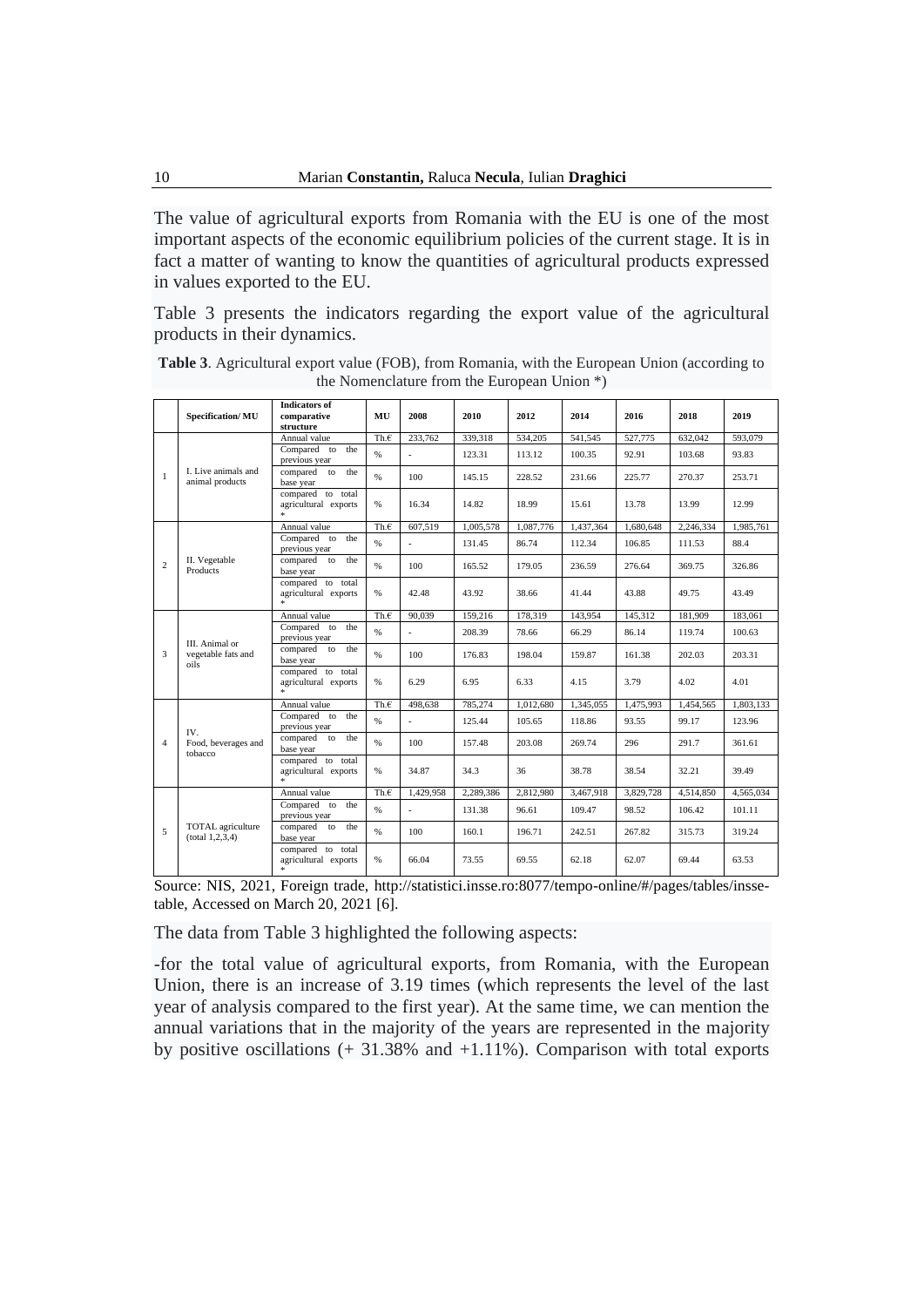The value of agricultural exports from Romania with the EU is one of the most important aspects of the economic equilibrium policies of the current stage. It is in fact a matter of wanting to know the quantities of agricultural products expressed in values exported to the EU.

Table 3 presents the indicators regarding the export value of the agricultural products in their dynamics.

**Table 3**. Agricultural export value (FOB), from Romania, with the European Union (according to the Nomenclature from the European Union *)

| | Specification/ MU | Indicators of comparative structure | MU | 2008 | 2010 | 2012 | 2014 | 2016 | 2018 | 2019 |
|---|---|---|---|---|---|---|---|---|---|---|
| 1 | I. Live animals and animal products | Annual value | Th.€ | 233,762 | 339,318 | 534,205 | 541,545 | 527,775 | 632,042 | 593,079 |
| | | Compared to the previous year | % | - | 123.31 | 113.12 | 100.35 | 92.91 | 103.68 | 93.83 |
| | | compared to the base year | % | 100 | 145.15 | 228.52 | 231.66 | 225.77 | 270.37 | 253.71 |
| | | compared to total agricultural exports * | % | 16.34 | 14.82 | 18.99 | 15.61 | 13.78 | 13.99 | 12.99 |
| 2 | II. Vegetable Products | Annual value | Th.€ | 607,519 | 1,005,578 | 1,087,776 | 1,437,364 | 1,680,648 | 2,246,334 | 1,985,761 |
| | | Compared to the previous year | % | - | 131.45 | 86.74 | 112.34 | 106.85 | 111.53 | 88.4 |
| | | compared to the base year | % | 100 | 165.52 | 179.05 | 236.59 | 276.64 | 369.75 | 326.86 |
| | | compared to total agricultural exports * | % | 42.48 | 43.92 | 38.66 | 41.44 | 43.88 | 49.75 | 43.49 |
| 3 | III. Animal or vegetable fats and oils | Annual value | Th.€ | 90,039 | 159,216 | 178,319 | 143,954 | 145,312 | 181,909 | 183,061 |
| | | Compared to the previous year | % | - | 208.39 | 78.66 | 66.29 | 86.14 | 119.74 | 100.63 |
| | | compared to the base year | % | 100 | 176.83 | 198.04 | 159.87 | 161.38 | 202.03 | 203.31 |
| | | compared to total agricultural exports * | % | 6.29 | 6.95 | 6.33 | 4.15 | 3.79 | 4.02 | 4.01 |
| 4 | IV. Food, beverages and tobacco | Annual value | Th.€ | 498,638 | 785,274 | 1,012,680 | 1,345,055 | 1,475,993 | 1,454,565 | 1,803,133 |
| | | Compared to the previous year | % | - | 125.44 | 105.65 | 118.86 | 93.55 | 99.17 | 123.96 |
| | | compared to the base year | % | 100 | 157.48 | 203.08 | 269.74 | 296 | 291.7 | 361.61 |
| | | compared to total agricultural exports * | % | 34.87 | 34.3 | 36 | 38.78 | 38.54 | 32.21 | 39.49 |
| 5 | TOTAL agriculture (total 1,2,3,4) | Annual value | Th.€ | 1,429,958 | 2,289,386 | 2,812,980 | 3,467,918 | 3,829,728 | 4,514,850 | 4,565,034 |
| | | Compared to the previous year | % | - | 131.38 | 96.61 | 109.47 | 98.52 | 106.42 | 101.11 |
| | | compared to the base year | % | 100 | 160.1 | 196.71 | 242.51 | 267.82 | 315.73 | 319.24 |
| | | compared to total agricultural exports * | % | 66.04 | 73.55 | 69.55 | 62.18 | 62.07 | 69.44 | 63.53 |

Source: NIS, 2021, Foreign trade, http://statistici.insse.ro:8077/tempo-online/#/pages/tables/insse-table, Accessed on March 20, 2021 [6].

The data from Table 3 highlighted the following aspects:

-for the total value of agricultural exports, from Romania, with the European Union, there is an increase of 3.19 times (which represents the level of the last year of analysis compared to the first year). At the same time, we can mention the annual variations that in the majority of the years are represented in the majority by positive oscillations (+ 31.38% and +1.11%). Comparison with total exports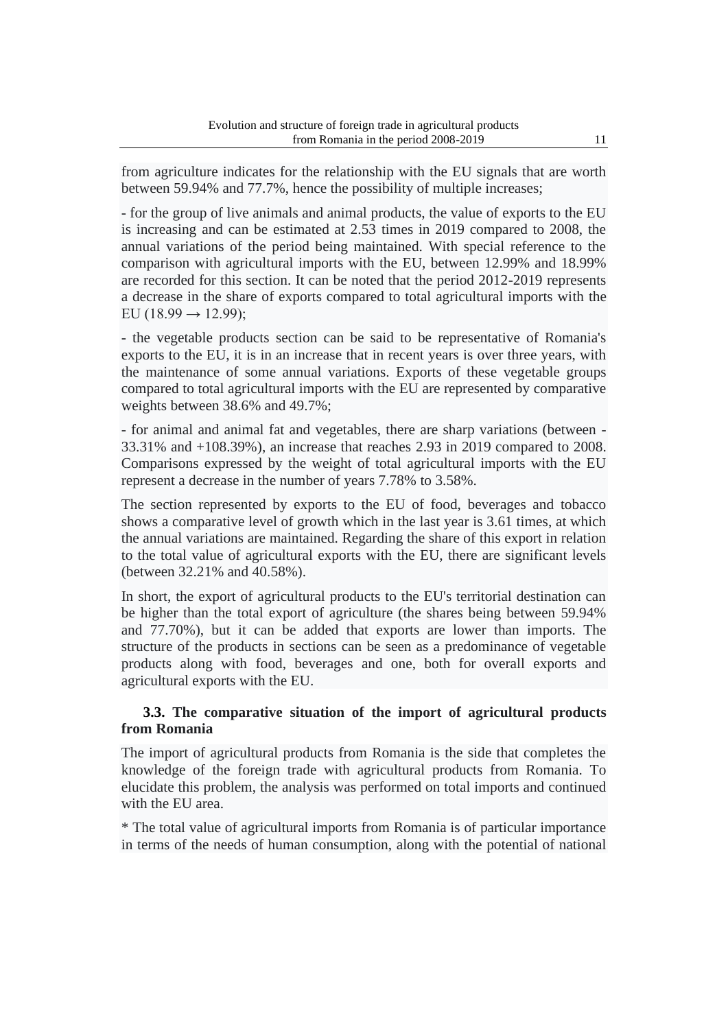from agriculture indicates for the relationship with the EU signals that are worth between 59.94% and 77.7%, hence the possibility of multiple increases;

- for the group of live animals and animal products, the value of exports to the EU is increasing and can be estimated at 2.53 times in 2019 compared to 2008, the annual variations of the period being maintained. With special reference to the comparison with agricultural imports with the EU, between 12.99% and 18.99% are recorded for this section. It can be noted that the period 2012-2019 represents a decrease in the share of exports compared to total agricultural imports with the EU (18.99 → 12.99);

- the vegetable products section can be said to be representative of Romania's exports to the EU, it is in an increase that in recent years is over three years, with the maintenance of some annual variations. Exports of these vegetable groups compared to total agricultural imports with the EU are represented by comparative weights between 38.6% and 49.7%;

- for animal and animal fat and vegetables, there are sharp variations (between -33.31% and +108.39%), an increase that reaches 2.93 in 2019 compared to 2008. Comparisons expressed by the weight of total agricultural imports with the EU represent a decrease in the number of years 7.78% to 3.58%.

The section represented by exports to the EU of food, beverages and tobacco shows a comparative level of growth which in the last year is 3.61 times, at which the annual variations are maintained. Regarding the share of this export in relation to the total value of agricultural exports with the EU, there are significant levels (between 32.21% and 40.58%).

In short, the export of agricultural products to the EU's territorial destination can be higher than the total export of agriculture (the shares being between 59.94% and 77.70%), but it can be added that exports are lower than imports. The structure of the products in sections can be seen as a predominance of vegetable products along with food, beverages and one, both for overall exports and agricultural exports with the EU.

### 3.3. The comparative situation of the import of agricultural products from Romania

The import of agricultural products from Romania is the side that completes the knowledge of the foreign trade with agricultural products from Romania. To elucidate this problem, the analysis was performed on total imports and continued with the EU area.

* The total value of agricultural imports from Romania is of particular importance in terms of the needs of human consumption, along with the potential of national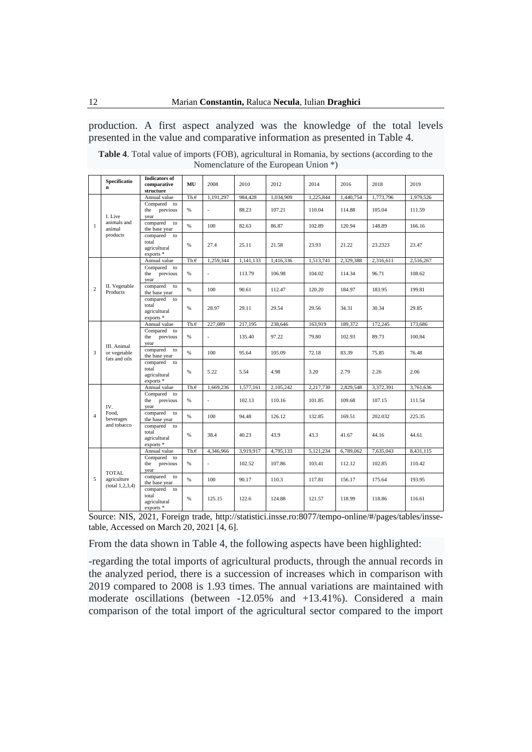production. A first aspect analyzed was the knowledge of the total levels presented in the value and comparative information as presented in Table 4.

**Table 4**. Total value of imports (FOB), agricultural in Romania, by sections (according to the Nomenclature of the European Union *)

| | Specification | Indicators of comparative structure | MU | 2008 | 2010 | 2012 | 2014 | 2016 | 2018 | 2019 |
|---|---|---|---|---|---|---|---|---|---|---|
| 1 | I. Live animals and animal products | Annual value | Th.€ | 1,191,297 | 984,428 | 1,034,909 | 1,225,844 | 1,440,754 | 1,773,796 | 1,979,526 |
| | | Compared to the previous year | % | - | 88.23 | 107.21 | 110.04 | 114.88 | 105.04 | 111.59 |
| | | compared to the base year | % | 100 | 82.63 | 86.87 | 102.89 | 120.94 | 148.89 | 166.16 |
| | | compared to total agricultural exports * | % | 27.4 | 25.11 | 21.58 | 23.93 | 21.22 | 23.2323 | 23.47 |
| 2 | II. Vegetable Products | Annual value | Th.€ | 1,259,344 | 1,141,133 | 1,416,336 | 1,513,741 | 2,329,388 | 2,316,611 | 2,516,267 |
| | | Compared to the previous year | % | - | 113.79 | 106.98 | 104.02 | 114.34 | 96.71 | 108.62 |
| | | compared to the base year | % | 100 | 90.61 | 112.47 | 120.20 | 184.97 | 183.95 | 199.81 |
| | | compared to total agricultural exports * | % | 28.97 | 29.11 | 29.54 | 29.56 | 34.31 | 30.34 | 29.85 |
| 3 | III. Animal or vegetable fats and oils | Annual value | Th.€ | 227,089 | 217,195 | 238,646 | 163,919 | 189,372 | 172,245 | 173,686 |
| | | Compared to the previous year | % | - | 135.40 | 97.22 | 79.80 | 102.93 | 89.73 | 100.84 |
| | | compared to the base year | % | 100 | 95.64 | 105.09 | 72.18 | 83.39 | 75.85 | 76.48 |
| | | compared to total agricultural exports * | % | 5.22 | 5.54 | 4.98 | 3.20 | 2.79 | 2.26 | 2.06 |
| 4 | IV. Food, beverages and tobacco | Annual value | Th.€ | 1,669,236 | 1,577,161 | 2,105,242 | 2,217,730 | 2,829,548 | 3,372,391 | 3,761,636 |
| | | Compared to the previous year | % | - | 102.13 | 110.16 | 101.85 | 109.68 | 107.15 | 111.54 |
| | | compared to the base year | % | 100 | 94.48 | 126.12 | 132.85 | 169.51 | 202.032 | 225.35 |
| | | compared to total agricultural exports * | % | 38.4 | 40.23 | 43.9 | 43.3 | 41.67 | 44.16 | 44.61 |
| 5 | TOTAL agriculture (total 1,2,3,4) | Annual value | Th.€ | 4,346,966 | 3,919,917 | 4,795,133 | 5,121,234 | 6,789,062 | 7,635,043 | 8,431,115 |
| | | Compared to the previous year | % | - | 102.52 | 107.86 | 103.41 | 112.12 | 102.85 | 110.42 |
| | | compared to the base year | % | 100 | 90.17 | 110.3 | 117.81 | 156.17 | 175.64 | 193.95 |
| | | compared to total agricultural exports * | % | 125.15 | 122.6 | 124.88 | 121.57 | 118.99 | 118.86 | 116.61 |

Source: NIS, 2021, Foreign trade, http://statistici.insse.ro:8077/tempo-online/#/pages/tables/insse-table, Accessed on March 20, 2021 [4, 6].

From the data shown in Table 4, the following aspects have been highlighted:

-regarding the total imports of agricultural products, through the annual records in the analyzed period, there is a succession of increases which in comparison with 2019 compared to 2008 is 1.93 times. The annual variations are maintained with moderate oscillations (between -12.05% and +13.41%). Considered a main comparison of the total import of the agricultural sector compared to the import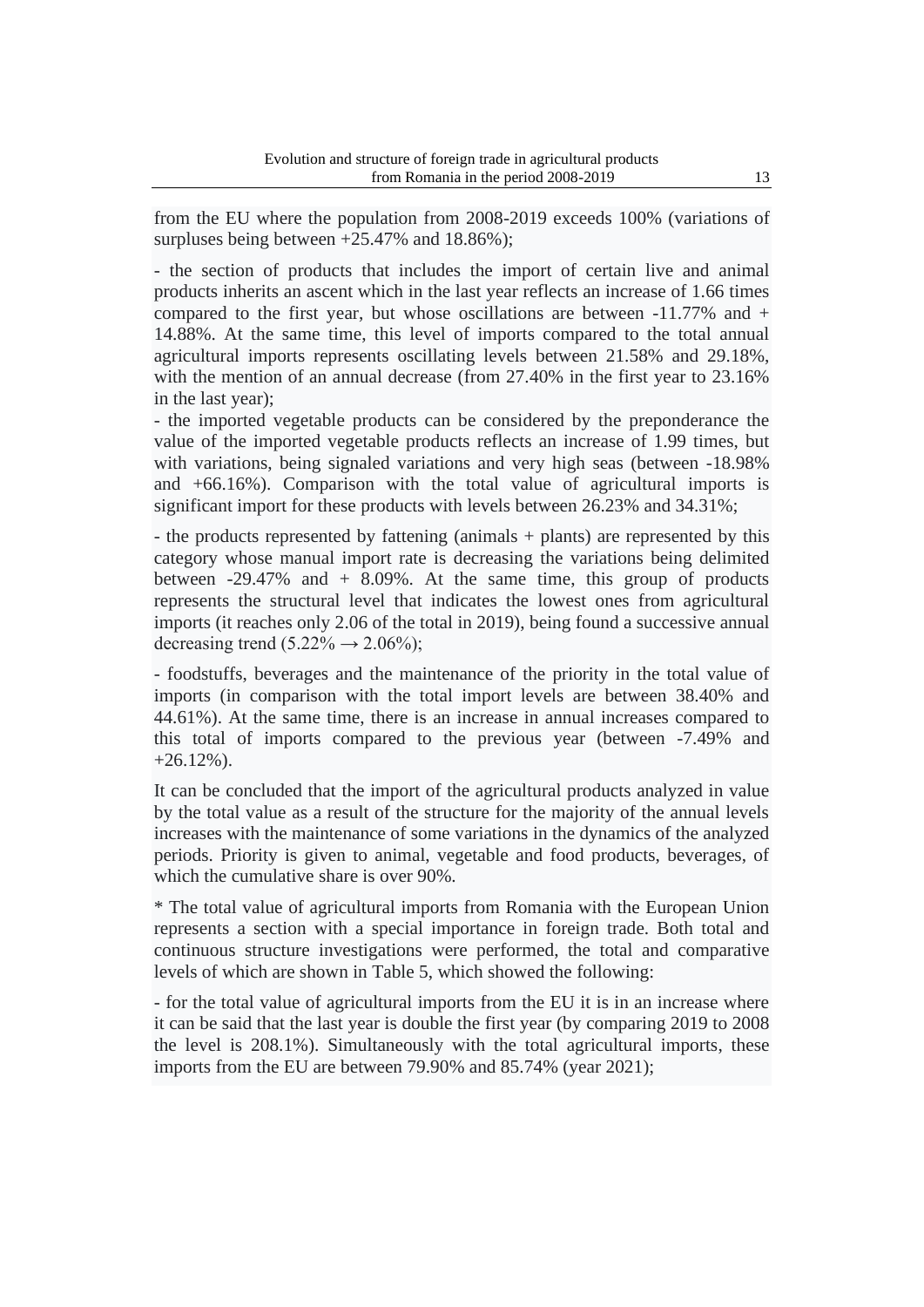from the EU where the population from 2008-2019 exceeds 100% (variations of surpluses being between +25.47% and 18.86%);

- the section of products that includes the import of certain live and animal products inherits an ascent which in the last year reflects an increase of 1.66 times compared to the first year, but whose oscillations are between -11.77% and + 14.88%. At the same time, this level of imports compared to the total annual agricultural imports represents oscillating levels between 21.58% and 29.18%, with the mention of an annual decrease (from 27.40% in the first year to 23.16% in the last year);
- the imported vegetable products can be considered by the preponderance the value of the imported vegetable products reflects an increase of 1.99 times, but with variations, being signaled variations and very high seas (between -18.98% and +66.16%). Comparison with the total value of agricultural imports is significant import for these products with levels between 26.23% and 34.31%;

- the products represented by fattening (animals + plants) are represented by this category whose manual import rate is decreasing the variations being delimited between -29.47% and + 8.09%. At the same time, this group of products represents the structural level that indicates the lowest ones from agricultural imports (it reaches only 2.06 of the total in 2019), being found a successive annual decreasing trend (5.22% → 2.06%);

- foodstuffs, beverages and the maintenance of the priority in the total value of imports (in comparison with the total import levels are between 38.40% and 44.61%). At the same time, there is an increase in annual increases compared to this total of imports compared to the previous year (between -7.49% and +26.12%).

It can be concluded that the import of the agricultural products analyzed in value by the total value as a result of the structure for the majority of the annual levels increases with the maintenance of some variations in the dynamics of the analyzed periods. Priority is given to animal, vegetable and food products, beverages, of which the cumulative share is over 90%.

* The total value of agricultural imports from Romania with the European Union represents a section with a special importance in foreign trade. Both total and continuous structure investigations were performed, the total and comparative levels of which are shown in Table 5, which showed the following:

- for the total value of agricultural imports from the EU it is in an increase where it can be said that the last year is double the first year (by comparing 2019 to 2008 the level is 208.1%). Simultaneously with the total agricultural imports, these imports from the EU are between 79.90% and 85.74% (year 2021);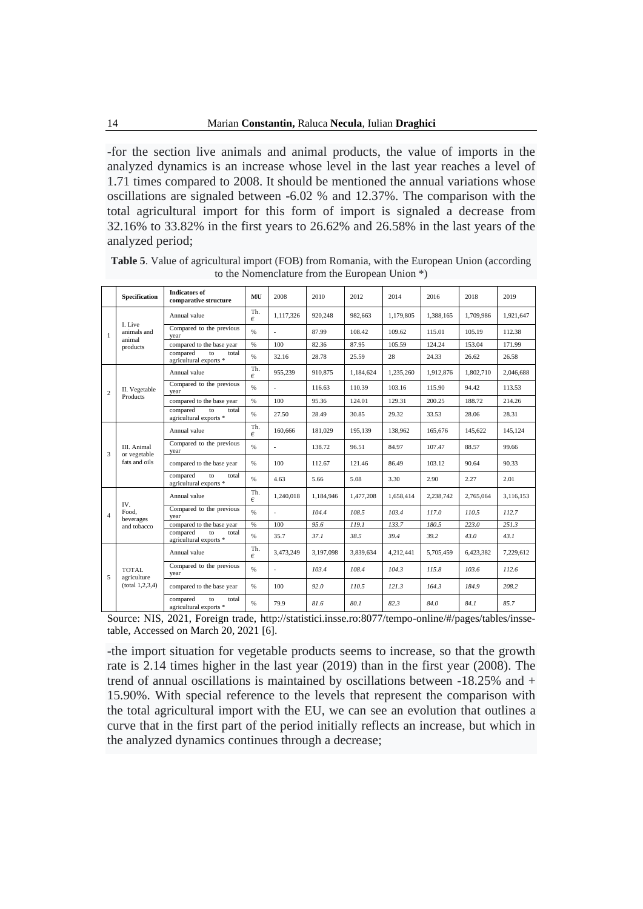-for the section live animals and animal products, the value of imports in the analyzed dynamics is an increase whose level in the last year reaches a level of 1.71 times compared to 2008. It should be mentioned the annual variations whose oscillations are signaled between -6.02 % and 12.37%. The comparison with the total agricultural import for this form of import is signaled a decrease from 32.16% to 33.82% in the first years to 26.62% and 26.58% in the last years of the analyzed period;

**Table 5**. Value of agricultural import (FOB) from Romania, with the European Union (according to the Nomenclature from the European Union *)

| | Specification | Indicators of comparative structure | MU | 2008 | 2010 | 2012 | 2014 | 2016 | 2018 | 2019 |
|---|---|---|---|---|---|---|---|---|---|---|
| 1 | I. Live animals and animal products | Annual value | Th. € | 1,117,326 | 920,248 | 982,663 | 1,179,805 | 1,388,165 | 1,709,986 | 1,921,647 |
| | | Compared to the previous year | % | - | 87.99 | 108.42 | 109.62 | 115.01 | 105.19 | 112.38 |
| | | compared to the base year | % | 100 | 82.36 | 87.95 | 105.59 | 124.24 | 153.04 | 171.99 |
| | | compared to total agricultural exports * | % | 32.16 | 28.78 | 25.59 | 28 | 24.33 | 26.62 | 26.58 |
| 2 | II. Vegetable Products | Annual value | Th. € | 955,239 | 910,875 | 1,184,624 | 1,235,260 | 1,912,876 | 1,802,710 | 2,046,688 |
| | | Compared to the previous year | % | - | 116.63 | 110.39 | 103.16 | 115.90 | 94.42 | 113.53 |
| | | compared to the base year | % | 100 | 95.36 | 124.01 | 129.31 | 200.25 | 188.72 | 214.26 |
| | | compared to total agricultural exports * | % | 27.50 | 28.49 | 30.85 | 29.32 | 33.53 | 28.06 | 28.31 |
| 3 | III. Animal or vegetable fats and oils | Annual value | Th. € | 160,666 | 181,029 | 195,139 | 138,962 | 165,676 | 145,622 | 145,124 |
| | | Compared to the previous year | % | - | 138.72 | 96.51 | 84.97 | 107.47 | 88.57 | 99.66 |
| | | compared to the base year | % | 100 | 112.67 | 121.46 | 86.49 | 103.12 | 90.64 | 90.33 |
| | | compared to total agricultural exports * | % | 4.63 | 5.66 | 5.08 | 3.30 | 2.90 | 2.27 | 2.01 |
| 4 | IV. Food, beverages and tobacco | Annual value | Th. € | 1,240,018 | 1,184,946 | 1,477,208 | 1,658,414 | 2,238,742 | 2,765,064 | 3,116,153 |
| | | Compared to the previous year | % | - | *104.4* | *108.5* | *103.4* | *117.0* | *110.5* | *112.7* |
| | | compared to the base year | % | 100 | *95.6* | *119.1* | *133.7* | *180.5* | *223.0* | *251.3* |
| | | compared to total agricultural exports * | % | 35.7 | *37.1* | *38.5* | *39.4* | *39.2* | *43.0* | *43.1* |
| 5 | TOTAL agriculture (total 1,2,3,4) | Annual value | Th. € | 3,473,249 | 3,197,098 | 3,839,634 | 4,212,441 | 5,705,459 | 6,423,382 | 7,229,612 |
| | | Compared to the previous year | % | - | *103.4* | *108.4* | *104.3* | *115.8* | *103.6* | *112.6* |
| | | compared to the base year | % | 100 | *92.0* | *110.5* | *121.3* | *164.3* | *184.9* | *208.2* |
| | | compared to total agricultural exports * | % | 79.9 | *81.6* | *80.1* | *82.3* | *84.0* | *84.1* | *85.7* |

Source: NIS, 2021, Foreign trade, http://statistici.insse.ro:8077/tempo-online/#/pages/tables/insse-table, Accessed on March 20, 2021 [6].

-the import situation for vegetable products seems to increase, so that the growth rate is 2.14 times higher in the last year (2019) than in the first year (2008). The trend of annual oscillations is maintained by oscillations between -18.25% and + 15.90%. With special reference to the levels that represent the comparison with the total agricultural import with the EU, we can see an evolution that outlines a curve that in the first part of the period initially reflects an increase, but which in the analyzed dynamics continues through a decrease;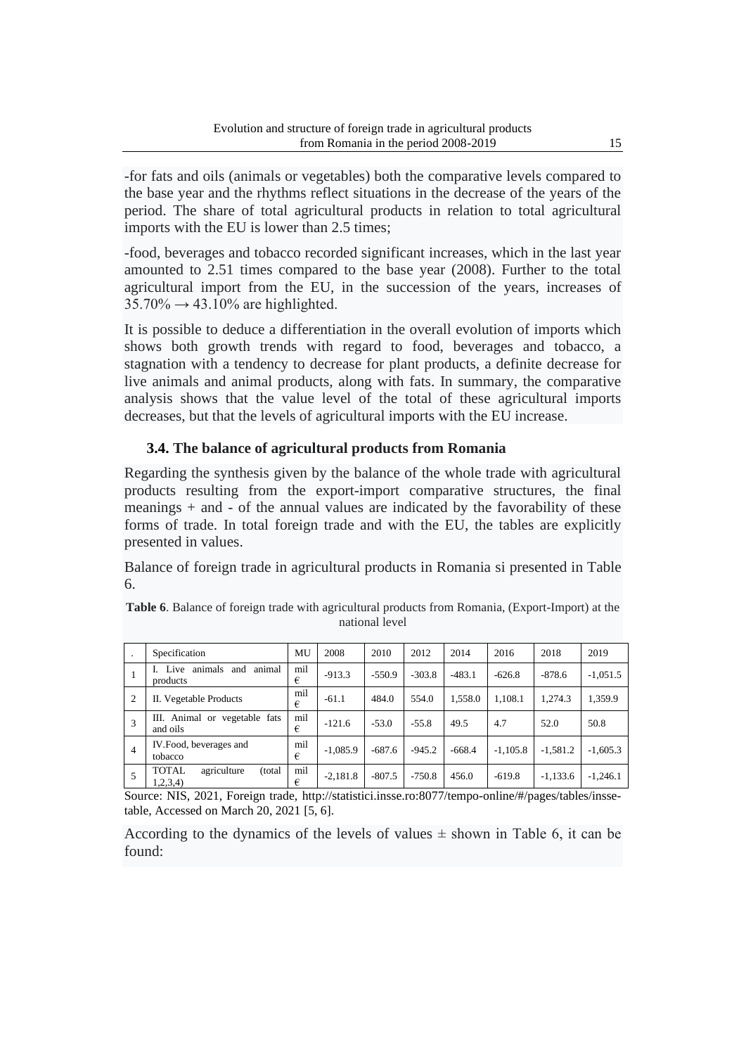-for fats and oils (animals or vegetables) both the comparative levels compared to the base year and the rhythms reflect situations in the decrease of the years of the period. The share of total agricultural products in relation to total agricultural imports with the EU is lower than 2.5 times;

-food, beverages and tobacco recorded significant increases, which in the last year amounted to 2.51 times compared to the base year (2008). Further to the total agricultural import from the EU, in the succession of the years, increases of 35.70% → 43.10% are highlighted.

It is possible to deduce a differentiation in the overall evolution of imports which shows both growth trends with regard to food, beverages and tobacco, a stagnation with a tendency to decrease for plant products, a definite decrease for live animals and animal products, along with fats. In summary, the comparative analysis shows that the value level of the total of these agricultural imports decreases, but that the levels of agricultural imports with the EU increase.

### 3.4. The balance of agricultural products from Romania

Regarding the synthesis given by the balance of the whole trade with agricultural products resulting from the export-import comparative structures, the final meanings + and - of the annual values are indicated by the favorability of these forms of trade. In total foreign trade and with the EU, the tables are explicitly presented in values.

Balance of foreign trade in agricultural products in Romania si presented in Table 6.

**Table 6**. Balance of foreign trade with agricultural products from Romania, (Export-Import) at the national level

| . | Specification | MU | 2008 | 2010 | 2012 | 2014 | 2016 | 2018 | 2019 |
|---|---|---|---|---|---|---|---|---|---|
| 1 | I. Live animals and animal products | mil € | -913.3 | -550.9 | -303.8 | -483.1 | -626.8 | -878.6 | -1,051.5 |
| 2 | II. Vegetable Products | mil € | -61.1 | 484.0 | 554.0 | 1,558.0 | 1,108.1 | 1,274.3 | 1,359.9 |
| 3 | III. Animal or vegetable fats and oils | mil € | -121.6 | -53.0 | -55.8 | 49.5 | 4.7 | 52.0 | 50.8 |
| 4 | IV.Food, beverages and tobacco | mil € | -1,085.9 | -687.6 | -945.2 | -668.4 | -1,105.8 | -1,581.2 | -1,605.3 |
| 5 | TOTAL agriculture (total 1,2,3,4) | mil € | -2,181.8 | -807.5 | -750.8 | 456.0 | -619.8 | -1,133.6 | -1,246.1 |

Source: NIS, 2021, Foreign trade, http://statistici.insse.ro:8077/tempo-online/#/pages/tables/insse-table, Accessed on March 20, 2021 [5, 6].

According to the dynamics of the levels of values ± shown in Table 6, it can be found: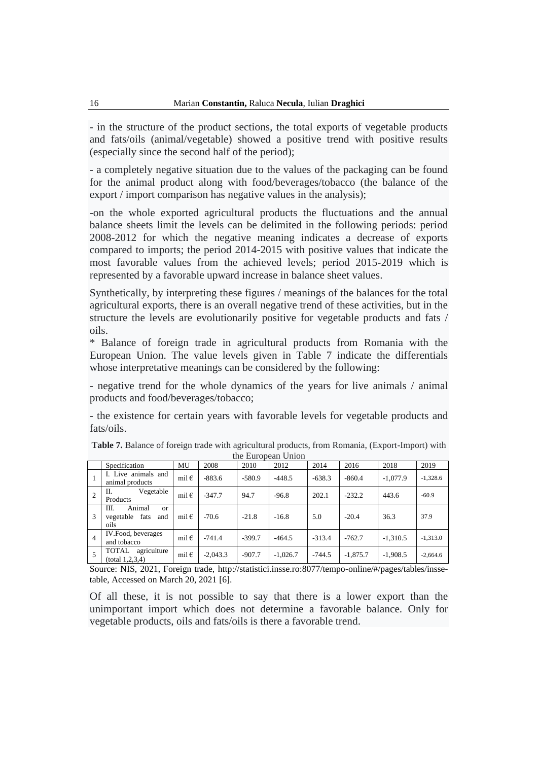- in the structure of the product sections, the total exports of vegetable products and fats/oils (animal/vegetable) showed a positive trend with positive results (especially since the second half of the period);

- a completely negative situation due to the values of the packaging can be found for the animal product along with food/beverages/tobacco (the balance of the export / import comparison has negative values in the analysis);

-on the whole exported agricultural products the fluctuations and the annual balance sheets limit the levels can be delimited in the following periods: period 2008-2012 for which the negative meaning indicates a decrease of exports compared to imports; the period 2014-2015 with positive values that indicate the most favorable values from the achieved levels; period 2015-2019 which is represented by a favorable upward increase in balance sheet values.

Synthetically, by interpreting these figures / meanings of the balances for the total agricultural exports, there is an overall negative trend of these activities, but in the structure the levels are evolutionarily positive for vegetable products and fats / oils.

* Balance of foreign trade in agricultural products from Romania with the European Union. The value levels given in Table 7 indicate the differentials whose interpretative meanings can be considered by the following:

- negative trend for the whole dynamics of the years for live animals / animal products and food/beverages/tobacco;

- the existence for certain years with favorable levels for vegetable products and fats/oils.

**Table 7.** Balance of foreign trade with agricultural products, from Romania, (Export-Import) with the European Union

| | Specification | MU | 2008 | 2010 | 2012 | 2014 | 2016 | 2018 | 2019 |
|---|---|---|---|---|---|---|---|---|---|
| 1 | I. Live animals and animal products | mil € | -883.6 | -580.9 | -448.5 | -638.3 | -860.4 | -1,077.9 | -1,328.6 |
| 2 | II. Vegetable Products | mil € | -347.7 | 94.7 | -96.8 | 202.1 | -232.2 | 443.6 | -60.9 |
| 3 | III. Animal or vegetable fats and oils | mil € | -70.6 | -21.8 | -16.8 | 5.0 | -20.4 | 36.3 | 37.9 |
| 4 | IV.Food, beverages and tobacco | mil € | -741.4 | -399.7 | -464.5 | -313.4 | -762.7 | -1,310.5 | -1,313.0 |
| 5 | TOTAL agriculture (total 1,2,3,4) | mil € | -2,043.3 | -907.7 | -1,026.7 | -744.5 | -1,875.7 | -1,908.5 | -2,664.6 |

Source: NIS, 2021, Foreign trade, http://statistici.insse.ro:8077/tempo-online/#/pages/tables/insse-table, Accessed on March 20, 2021 [6].

Of all these, it is not possible to say that there is a lower export than the unimportant import which does not determine a favorable balance. Only for vegetable products, oils and fats/oils is there a favorable trend.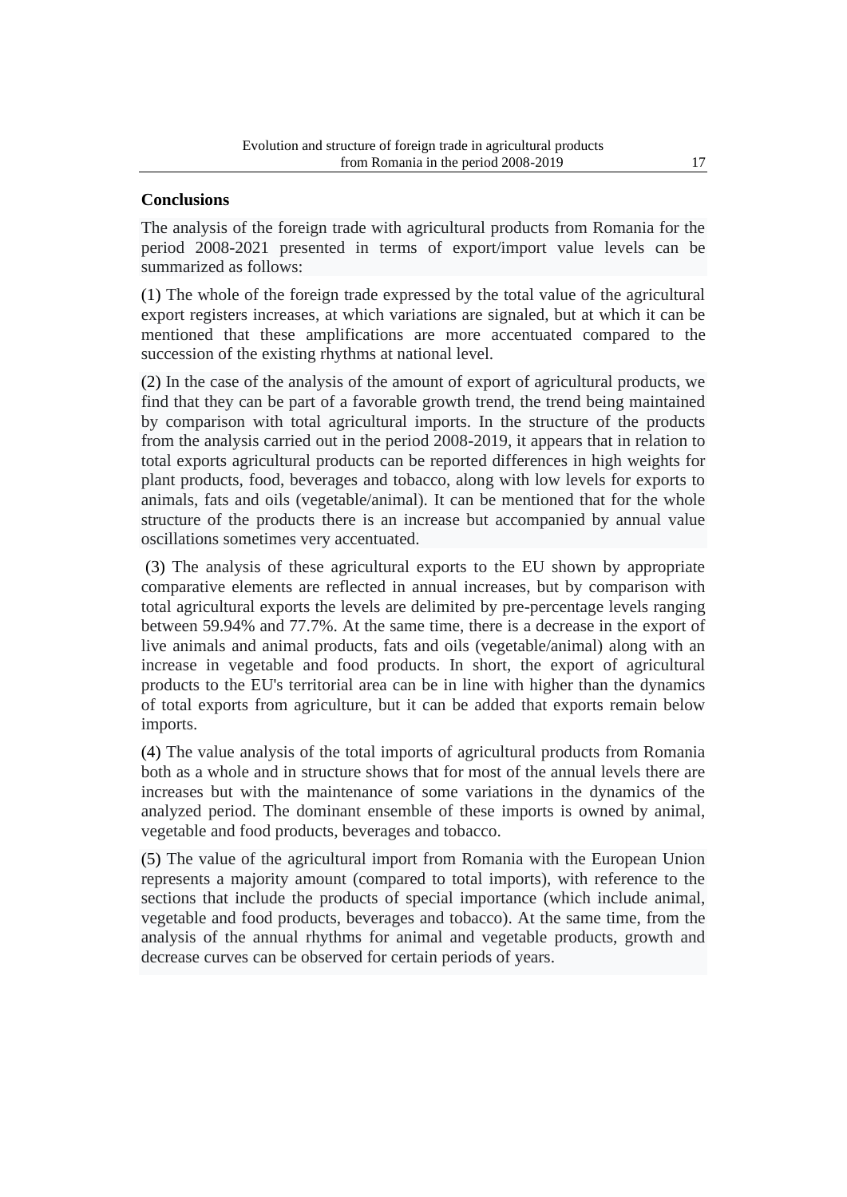## Conclusions

The analysis of the foreign trade with agricultural products from Romania for the period 2008-2021 presented in terms of export/import value levels can be summarized as follows:

(1) The whole of the foreign trade expressed by the total value of the agricultural export registers increases, at which variations are signaled, but at which it can be mentioned that these amplifications are more accentuated compared to the succession of the existing rhythms at national level.

(2) In the case of the analysis of the amount of export of agricultural products, we find that they can be part of a favorable growth trend, the trend being maintained by comparison with total agricultural imports. In the structure of the products from the analysis carried out in the period 2008-2019, it appears that in relation to total exports agricultural products can be reported differences in high weights for plant products, food, beverages and tobacco, along with low levels for exports to animals, fats and oils (vegetable/animal). It can be mentioned that for the whole structure of the products there is an increase but accompanied by annual value oscillations sometimes very accentuated.

(3) The analysis of these agricultural exports to the EU shown by appropriate comparative elements are reflected in annual increases, but by comparison with total agricultural exports the levels are delimited by pre-percentage levels ranging between 59.94% and 77.7%. At the same time, there is a decrease in the export of live animals and animal products, fats and oils (vegetable/animal) along with an increase in vegetable and food products. In short, the export of agricultural products to the EU's territorial area can be in line with higher than the dynamics of total exports from agriculture, but it can be added that exports remain below imports.

(4) The value analysis of the total imports of agricultural products from Romania both as a whole and in structure shows that for most of the annual levels there are increases but with the maintenance of some variations in the dynamics of the analyzed period. The dominant ensemble of these imports is owned by animal, vegetable and food products, beverages and tobacco.

(5) The value of the agricultural import from Romania with the European Union represents a majority amount (compared to total imports), with reference to the sections that include the products of special importance (which include animal, vegetable and food products, beverages and tobacco). At the same time, from the analysis of the annual rhythms for animal and vegetable products, growth and decrease curves can be observed for certain periods of years.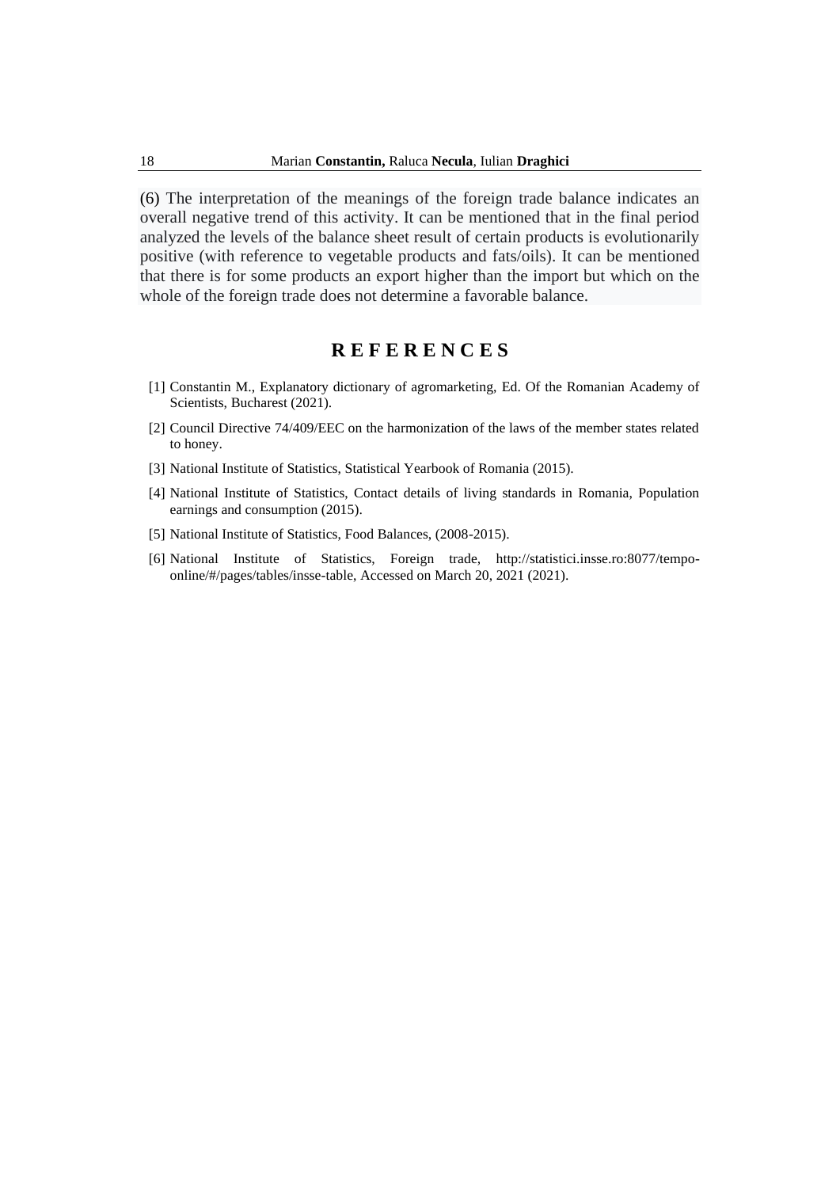(6) The interpretation of the meanings of the foreign trade balance indicates an overall negative trend of this activity. It can be mentioned that in the final period analyzed the levels of the balance sheet result of certain products is evolutionarily positive (with reference to vegetable products and fats/oils). It can be mentioned that there is for some products an export higher than the import but which on the whole of the foreign trade does not determine a favorable balance.

## REFERENCES

[1] Constantin M., Explanatory dictionary of agromarketing, Ed. Of the Romanian Academy of Scientists, Bucharest (2021).

[2] Council Directive 74/409/EEC on the harmonization of the laws of the member states related to honey.

[3] National Institute of Statistics, Statistical Yearbook of Romania (2015).

[4] National Institute of Statistics, Contact details of living standards in Romania, Population earnings and consumption (2015).

[5] National Institute of Statistics, Food Balances, (2008-2015).

[6] National Institute of Statistics, Foreign trade, http://statistici.insse.ro:8077/tempo-online/#/pages/tables/insse-table, Accessed on March 20, 2021 (2021).